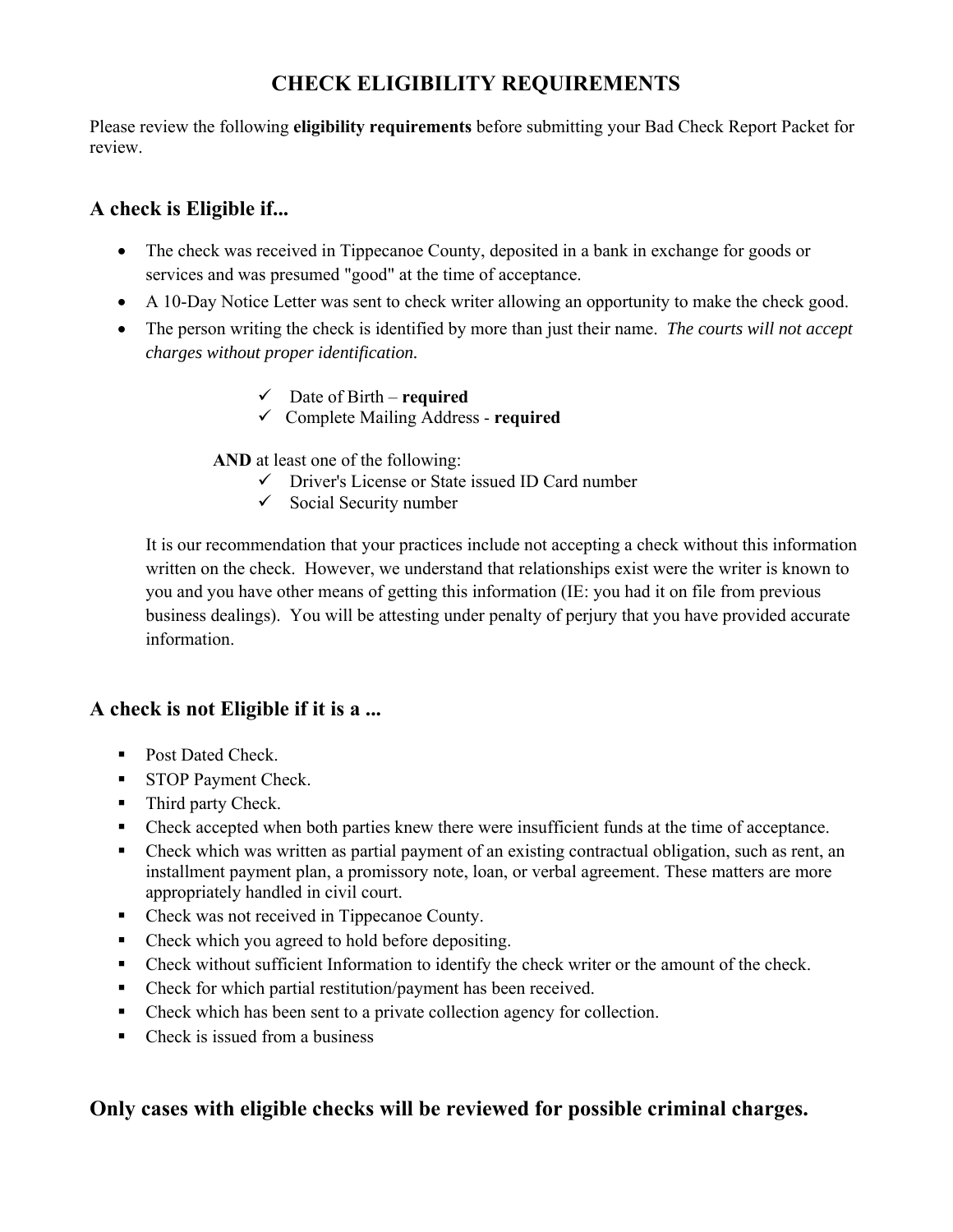# CHECK ELIGIBILITY REQUIREMENTS

Please review the following **eligibility requirements** before submitting your Bad Check Report Packet for review.

## A check is Eligible if...

- The check was received in Tippecanoe County, deposited in a bank in exchange for goods or services and was presumed "good" at the time of acceptance.
- A 10-Day Notice Letter was sent to check writer allowing an opportunity to make the check good.
- The person writing the check is identified by more than just their name. *The courts will not accept charges without proper identification.*

  - ✓ Date of Birth – **required**
  - ✓ Complete Mailing Address - **required**

  **AND** at least one of the following:

  - ✓ Driver's License or State issued ID Card number
  - ✓ Social Security number

  It is our recommendation that your practices include not accepting a check without this information written on the check. However, we understand that relationships exist were the writer is known to you and you have other means of getting this information (IE: you had it on file from previous business dealings). You will be attesting under penalty of perjury that you have provided accurate information.

## A check is not Eligible if it is a ...

- Post Dated Check.
- STOP Payment Check.
- Third party Check.
- Check accepted when both parties knew there were insufficient funds at the time of acceptance.
- Check which was written as partial payment of an existing contractual obligation, such as rent, an installment payment plan, a promissory note, loan, or verbal agreement. These matters are more appropriately handled in civil court.
- Check was not received in Tippecanoe County.
- Check which you agreed to hold before depositing.
- Check without sufficient Information to identify the check writer or the amount of the check.
- Check for which partial restitution/payment has been received.
- Check which has been sent to a private collection agency for collection.
- Check is issued from a business

## Only cases with eligible checks will be reviewed for possible criminal charges.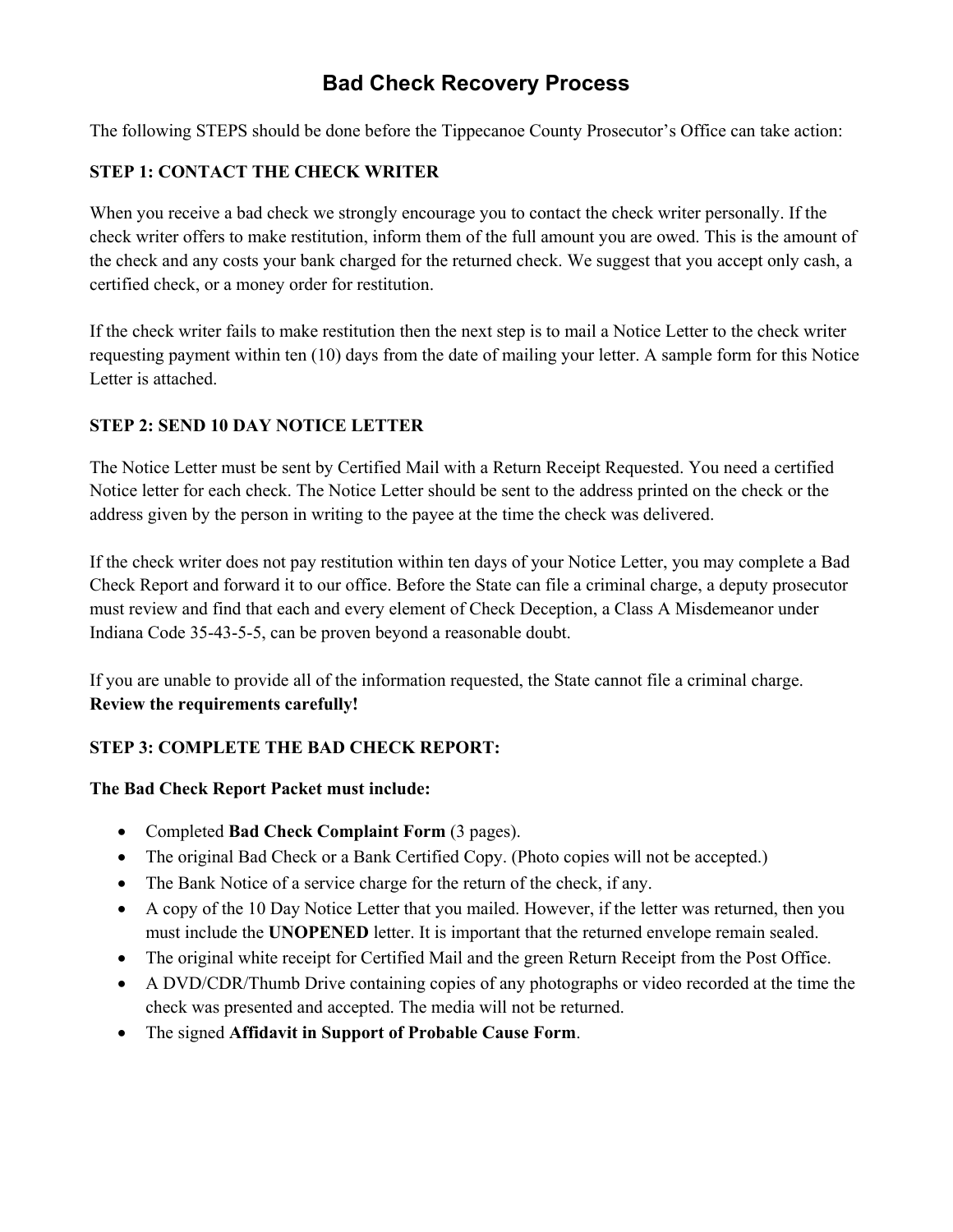# Bad Check Recovery Process

The following STEPS should be done before the Tippecanoe County Prosecutor's Office can take action:

### STEP 1: CONTACT THE CHECK WRITER

When you receive a bad check we strongly encourage you to contact the check writer personally. If the check writer offers to make restitution, inform them of the full amount you are owed. This is the amount of the check and any costs your bank charged for the returned check. We suggest that you accept only cash, a certified check, or a money order for restitution.

If the check writer fails to make restitution then the next step is to mail a Notice Letter to the check writer requesting payment within ten (10) days from the date of mailing your letter. A sample form for this Notice Letter is attached.

### STEP 2: SEND 10 DAY NOTICE LETTER

The Notice Letter must be sent by Certified Mail with a Return Receipt Requested. You need a certified Notice letter for each check. The Notice Letter should be sent to the address printed on the check or the address given by the person in writing to the payee at the time the check was delivered.

If the check writer does not pay restitution within ten days of your Notice Letter, you may complete a Bad Check Report and forward it to our office. Before the State can file a criminal charge, a deputy prosecutor must review and find that each and every element of Check Deception, a Class A Misdemeanor under Indiana Code 35-43-5-5, can be proven beyond a reasonable doubt.

If you are unable to provide all of the information requested, the State cannot file a criminal charge. **Review the requirements carefully!**

### STEP 3: COMPLETE THE BAD CHECK REPORT:

**The Bad Check Report Packet must include:**

- Completed **Bad Check Complaint Form** (3 pages).
- The original Bad Check or a Bank Certified Copy. (Photo copies will not be accepted.)
- The Bank Notice of a service charge for the return of the check, if any.
- A copy of the 10 Day Notice Letter that you mailed. However, if the letter was returned, then you must include the **UNOPENED** letter. It is important that the returned envelope remain sealed.
- The original white receipt for Certified Mail and the green Return Receipt from the Post Office.
- A DVD/CDR/Thumb Drive containing copies of any photographs or video recorded at the time the check was presented and accepted. The media will not be returned.
- The signed **Affidavit in Support of Probable Cause Form**.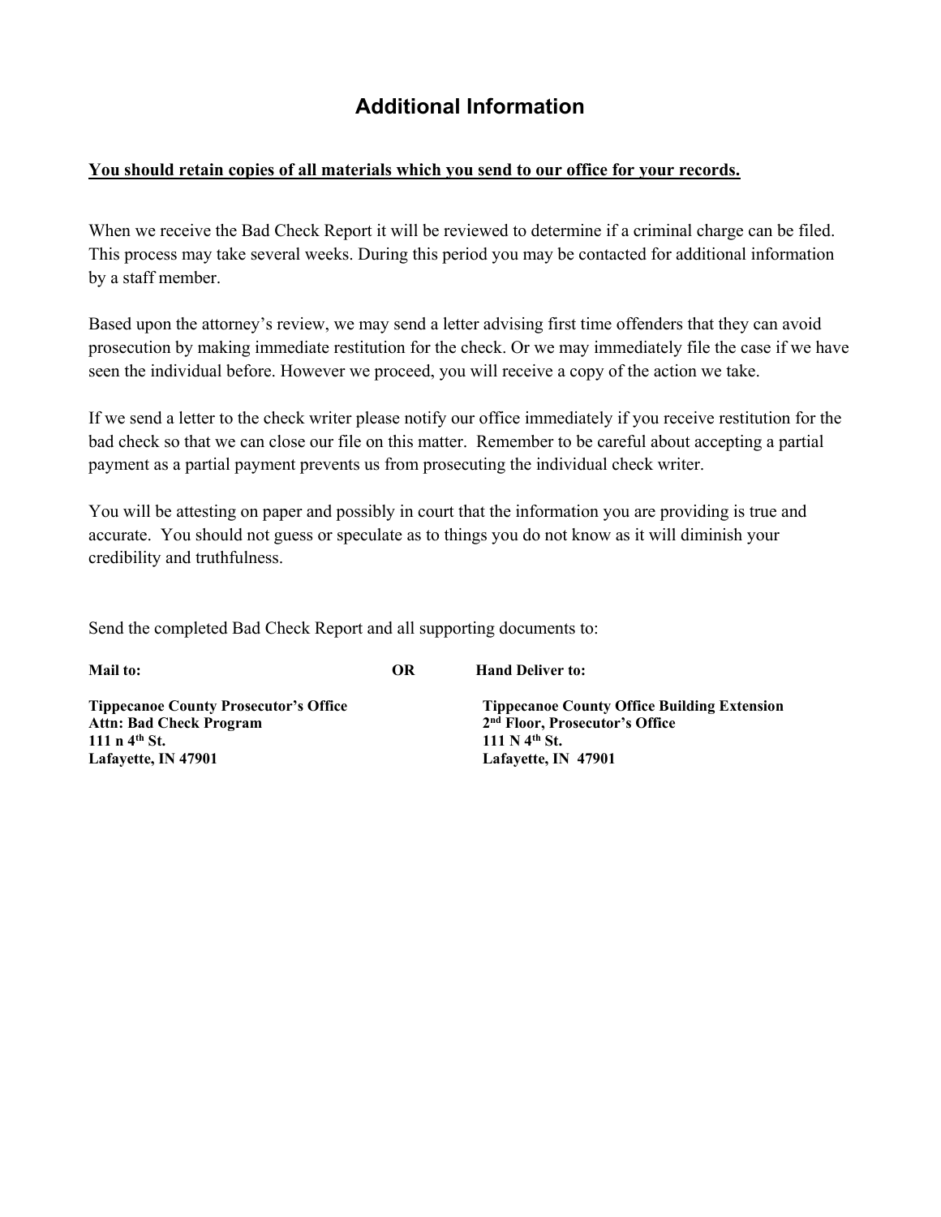# Additional Information

**You should retain copies of all materials which you send to our office for your records.**

When we receive the Bad Check Report it will be reviewed to determine if a criminal charge can be filed. This process may take several weeks. During this period you may be contacted for additional information by a staff member.

Based upon the attorney's review, we may send a letter advising first time offenders that they can avoid prosecution by making immediate restitution for the check. Or we may immediately file the case if we have seen the individual before. However we proceed, you will receive a copy of the action we take.

If we send a letter to the check writer please notify our office immediately if you receive restitution for the bad check so that we can close our file on this matter. Remember to be careful about accepting a partial payment as a partial payment prevents us from prosecuting the individual check writer.

You will be attesting on paper and possibly in court that the information you are providing is true and accurate. You should not guess or speculate as to things you do not know as it will diminish your credibility and truthfulness.

Send the completed Bad Check Report and all supporting documents to:

**Mail to:**

**Tippecanoe County Prosecutor's Office**
**Attn: Bad Check Program**
**111 n 4th St.**
**Lafayette, IN 47901**

**OR**

**Hand Deliver to:**

**Tippecanoe County Office Building Extension**
**2nd Floor, Prosecutor's Office**
**111 N 4th St.**
**Lafayette, IN 47901**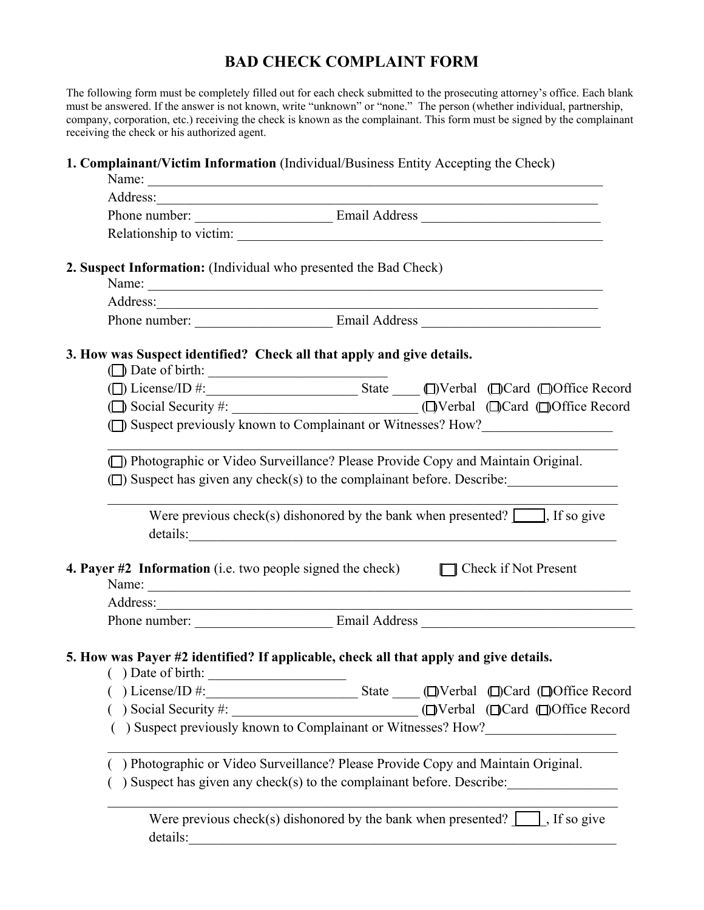# BAD CHECK COMPLAINT FORM

The following form must be completely filled out for each check submitted to the prosecuting attorney's office. Each blank must be answered. If the answer is not known, write "unknown" or "none." The person (whether individual, partnership, company, corporation, etc.) receiving the check is known as the complainant. This form must be signed by the complainant receiving the check or his authorized agent.

**1. Complainant/Victim Information** (Individual/Business Entity Accepting the Check)

Name: ______________________________________________________________________

Address:_____________________________________________________________________

Phone number: ____________________ Email Address __________________________

Relationship to victim: ______________________________________________________

**2. Suspect Information:** (Individual who presented the Bad Check)

Name: ______________________________________________________________________

Address:_____________________________________________________________________

Phone number: ____________________ Email Address __________________________

**3. How was Suspect identified? Check all that apply and give details.**

(☐) Date of birth: __________________________

(☐) License/ID #:______________________ State ____ (☐)Verbal (☐)Card (☐)Office Record

(☐) Social Security #: ___________________________ (☐)Verbal (☐)Card (☐)Office Record

(☐) Suspect previously known to Complainant or Witnesses? How?__________________

_____________________________________________________________________________

(☐) Photographic or Video Surveillance? Please Provide Copy and Maintain Original.

(☐) Suspect has given any check(s) to the complainant before. Describe:________________

_____________________________________________________________________________

Were previous check(s) dishonored by the bank when presented? [____], If so give details:_____________________________________________________________

**4. Payer #2 Information** (i.e. two people signed the check) ☐ Check if Not Present

Name: ______________________________________________________________________

Address:_____________________________________________________________________

Phone number: ____________________ Email Address __________________________

**5. How was Payer #2 identified? If applicable, check all that apply and give details.**

( ) Date of birth: ____________________

( ) License/ID #:______________________ State ____ (☐)Verbal (☐)Card (☐)Office Record

( ) Social Security #: ___________________________ (☐)Verbal (☐)Card (☐)Office Record

( ) Suspect previously known to Complainant or Witnesses? How?__________________

_____________________________________________________________________________

( ) Photographic or Video Surveillance? Please Provide Copy and Maintain Original.

( ) Suspect has given any check(s) to the complainant before. Describe:________________

_____________________________________________________________________________

Were previous check(s) dishonored by the bank when presented? [____], If so give details:_____________________________________________________________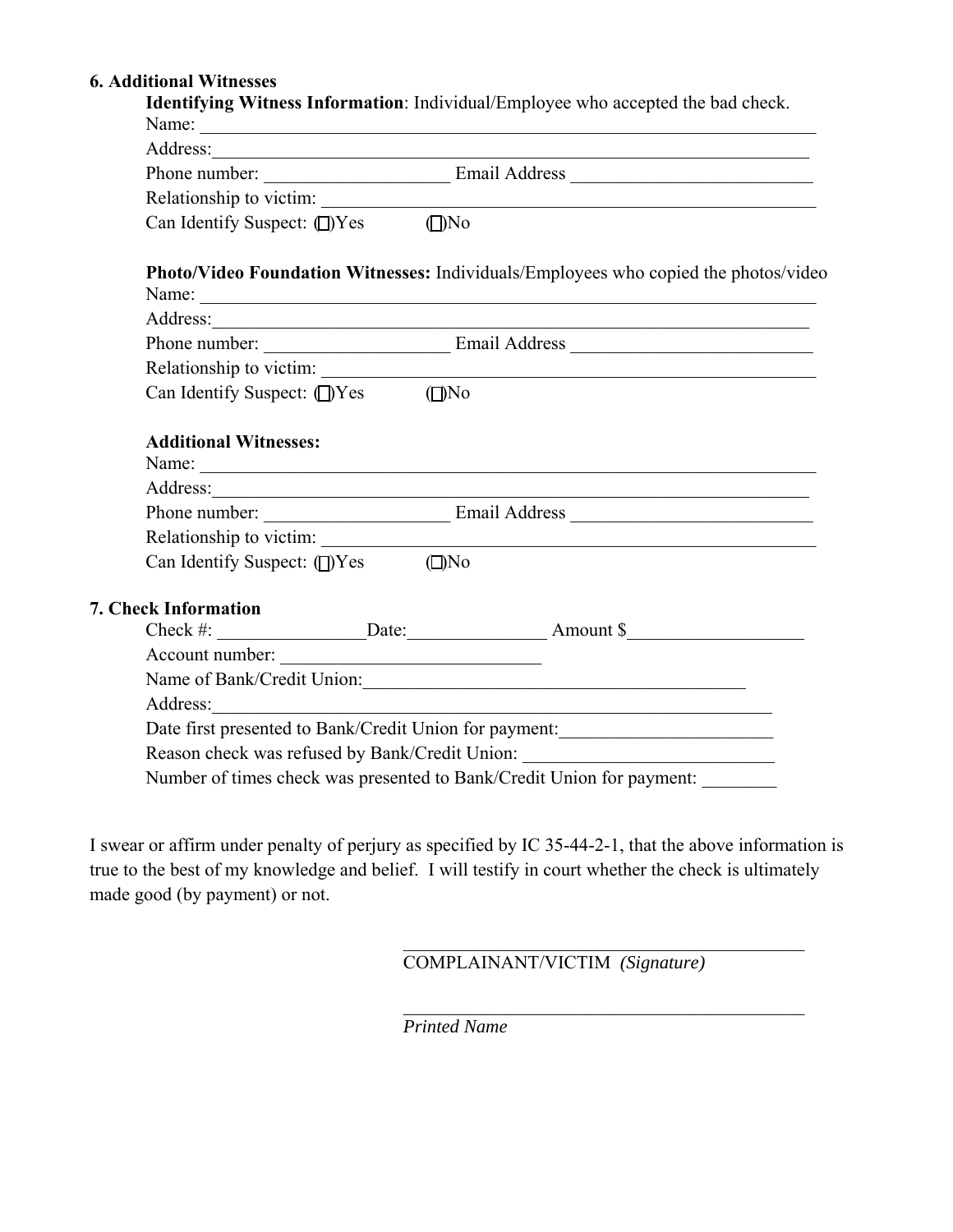## 6. Additional Witnesses

**Identifying Witness Information**: Individual/Employee who accepted the bad check.

Name: ______________________________________________________________________

Address:____________________________________________________________________

Phone number: ____________________ Email Address __________________________

Relationship to victim: ______________________________________________________

Can Identify Suspect: ( )Yes ( )No

**Photo/Video Foundation Witnesses:** Individuals/Employees who copied the photos/video

Name: ______________________________________________________________________

Address:____________________________________________________________________

Phone number: ____________________ Email Address __________________________

Relationship to victim: ______________________________________________________

Can Identify Suspect: ( )Yes ( )No

**Additional Witnesses:**

Name: ______________________________________________________________________

Address:____________________________________________________________________

Phone number: ____________________ Email Address __________________________

Relationship to victim: ______________________________________________________

Can Identify Suspect: ( )Yes ( )No

## 7. Check Information

Check #: ________________Date:_______________ Amount $___________________

Account number: ____________________________

Name of Bank/Credit Union:__________________________________________

Address:________________________________________________________________

Date first presented to Bank/Credit Union for payment:_______________________

Reason check was refused by Bank/Credit Union: __________________________

Number of times check was presented to Bank/Credit Union for payment: ________

I swear or affirm under penalty of perjury as specified by IC 35-44-2-1, that the above information is true to the best of my knowledge and belief. I will testify in court whether the check is ultimately made good (by payment) or not.

_____________________________________________

COMPLAINANT/VICTIM *(Signature)*

_____________________________________________

*Printed Name*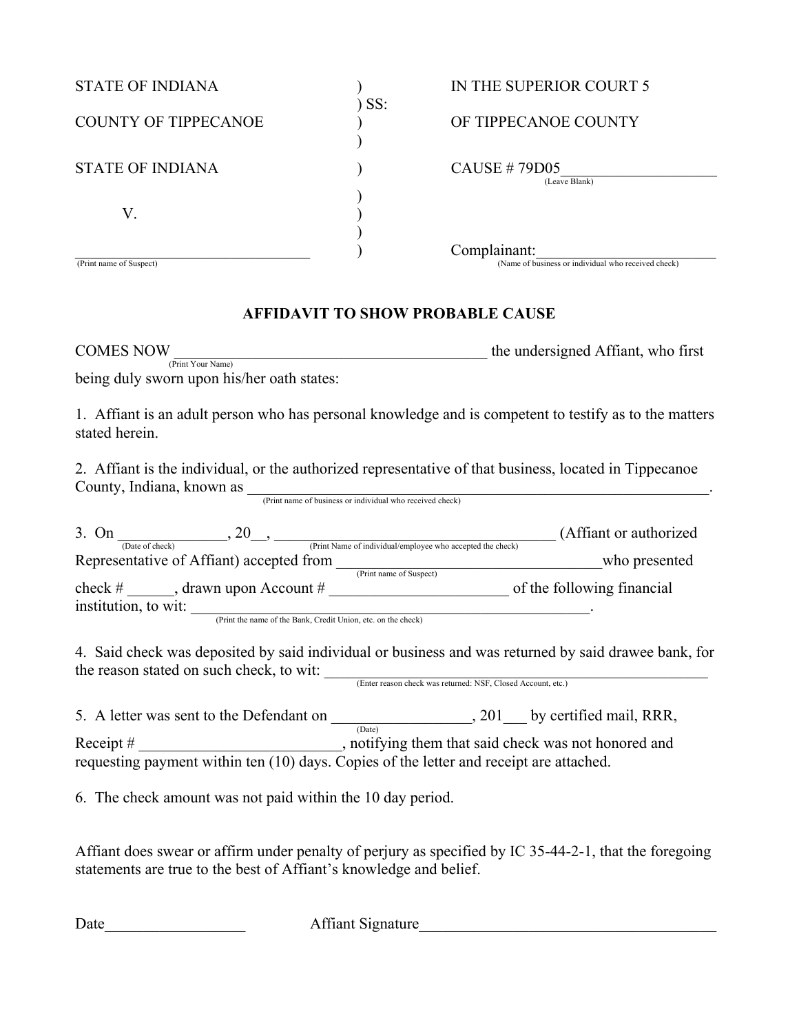STATE OF INDIANA ) IN THE SUPERIOR COURT 5
) SS:
COUNTY OF TIPPECANOE ) OF TIPPECANOE COUNTY
)
STATE OF INDIANA ) CAUSE # 79D05____________________
(Leave Blank)
)
V. )
)
________________________________ ) Complainant:________________________
(Print name of Suspect) (Name of business or individual who received check)

## AFFIDAVIT TO SHOW PROBABLE CAUSE

COMES NOW ________________________________________ the undersigned Affiant, who first
(Print Your Name)
being duly sworn upon his/her oath states:

1. Affiant is an adult person who has personal knowledge and is competent to testify as to the matters stated herein.

2. Affiant is the individual, or the authorized representative of that business, located in Tippecanoe County, Indiana, known as ______________________________________________________________.
(Print name of business or individual who received check)

3. On _______________, 20__, ________________________________________ (Affiant or authorized
(Date of check) (Print Name of individual/employee who accepted the check)
Representative of Affiant) accepted from ________________________________who presented
(Print name of Suspect)
check # ______, drawn upon Account # _______________________ of the following financial institution, to wit: _______________________________________________________.
(Print the name of the Bank, Credit Union, etc. on the check)

4. Said check was deposited by said individual or business and was returned by said drawee bank, for the reason stated on such check, to wit: _____________________________________________________
(Enter reason check was returned: NSF, Closed Account, etc.)

5. A letter was sent to the Defendant on __________________, 201___ by certified mail, RRR,
(Date)
Receipt # _________________________, notifying them that said check was not honored and requesting payment within ten (10) days. Copies of the letter and receipt are attached.

6. The check amount was not paid within the 10 day period.

Affiant does swear or affirm under penalty of perjury as specified by IC 35-44-2-1, that the foregoing statements are true to the best of Affiant's knowledge and belief.

Date__________________ Affiant Signature________________________________________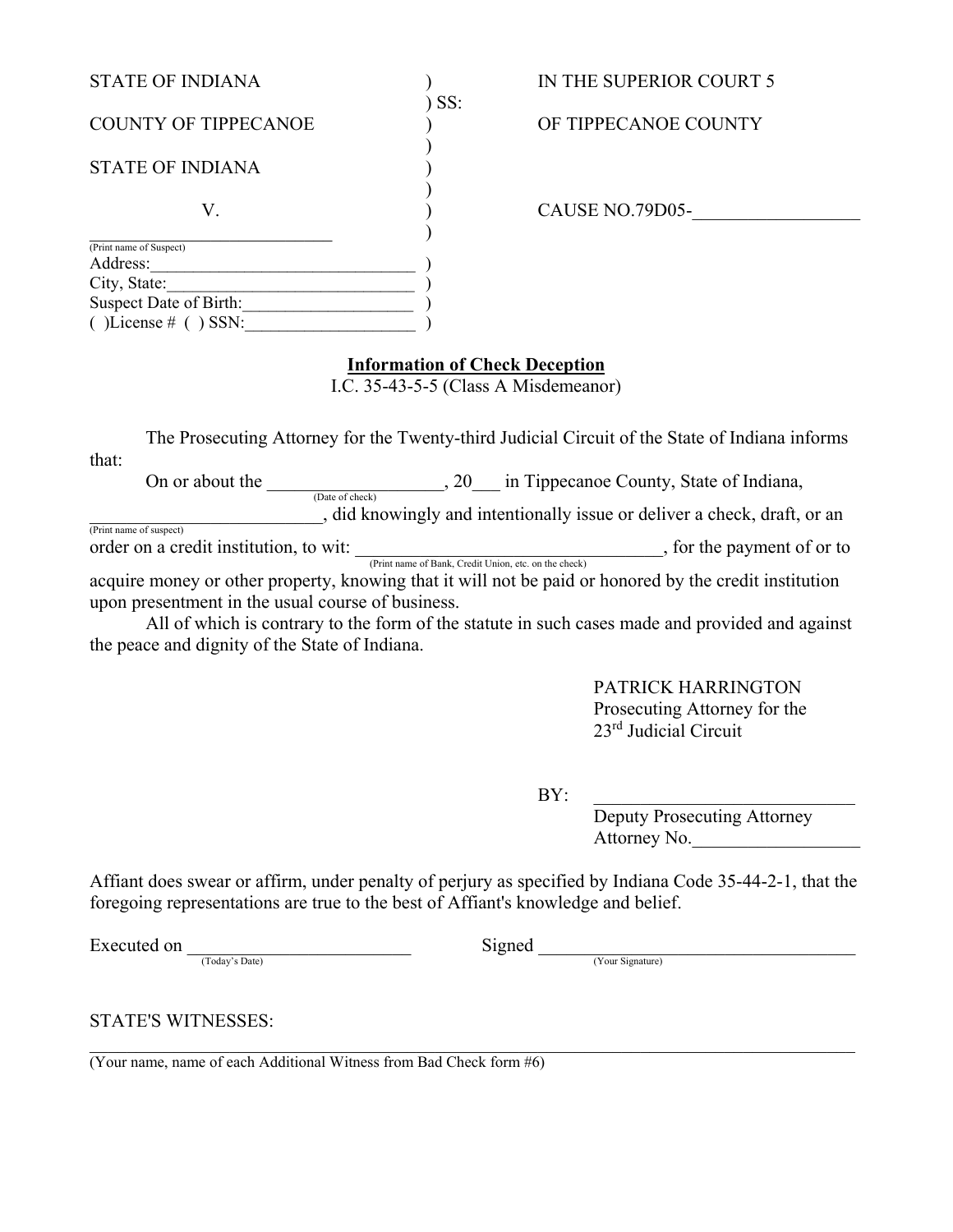STATE OF INDIANA ) IN THE SUPERIOR COURT 5
) SS:
COUNTY OF TIPPECANOE ) OF TIPPECANOE COUNTY
)
STATE OF INDIANA )
)
V. ) CAUSE NO.79D05-__________________
_____________________________ )
(Print name of Suspect)
Address:_______________________________ )
City, State:_____________________________ )
Suspect Date of Birth:____________________ )
( )License # ( ) SSN:____________________ )

**Information of Check Deception**

I.C. 35-43-5-5 (Class A Misdemeanor)

The Prosecuting Attorney for the Twenty-third Judicial Circuit of the State of Indiana informs that:

On or about the ___________________ (Date of check), 20___ in Tippecanoe County, State of Indiana, __________________________ (Print name of suspect), did knowingly and intentionally issue or deliver a check, draft, or an order on a credit institution, to wit: _________________________________ (Print name of Bank, Credit Union, etc. on the check), for the payment of or to acquire money or other property, knowing that it will not be paid or honored by the credit institution upon presentment in the usual course of business.

All of which is contrary to the form of the statute in such cases made and provided and against the peace and dignity of the State of Indiana.

PATRICK HARRINGTON
Prosecuting Attorney for the
23rd Judicial Circuit

BY: ____________________________
Deputy Prosecuting Attorney
Attorney No.__________________

Affiant does swear or affirm, under penalty of perjury as specified by Indiana Code 35-44-2-1, that the foregoing representations are true to the best of Affiant's knowledge and belief.

Executed on ________________________ (Today's Date) Signed ___________________________________ (Your Signature)

STATE'S WITNESSES:

_____________________________________________________________________________________
(Your name, name of each Additional Witness from Bad Check form #6)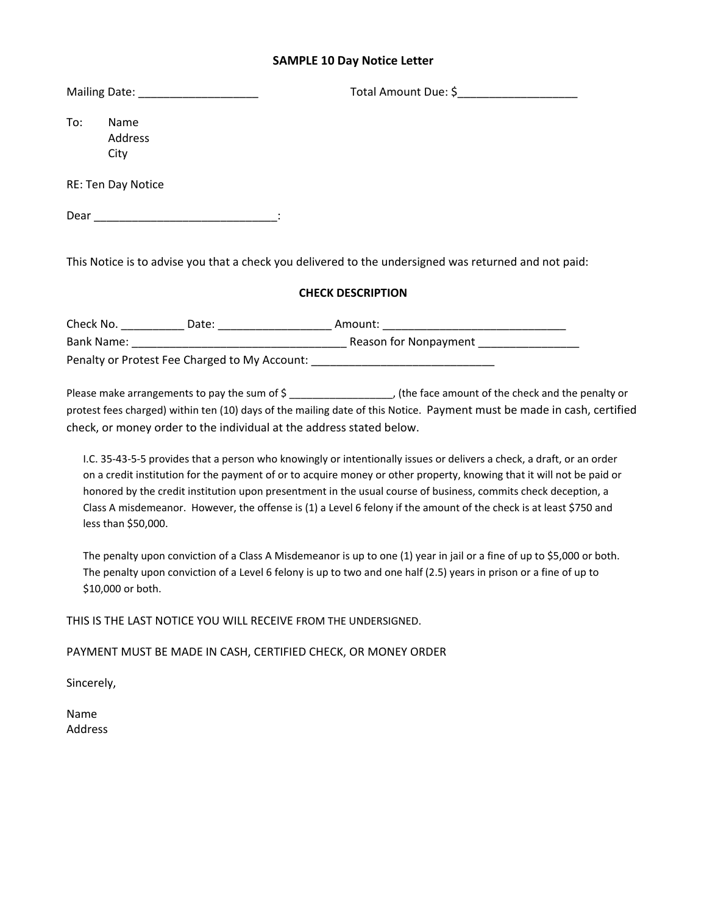**SAMPLE 10 Day Notice Letter**

Mailing Date: ___________________ Total Amount Due: $___________________

To: Name
Address
City

RE: Ten Day Notice

Dear _____________________________:

This Notice is to advise you that a check you delivered to the undersigned was returned and not paid:

**CHECK DESCRIPTION**

Check No. __________ Date: _________________ Amount: _____________________________
Bank Name: __________________________________ Reason for Nonpayment ________________
Penalty or Protest Fee Charged to My Account: _____________________________

Please make arrangements to pay the sum of $ _________________, (the face amount of the check and the penalty or protest fees charged) within ten (10) days of the mailing date of this Notice. Payment must be made in cash, certified check, or money order to the individual at the address stated below.

> I.C. 35-43-5-5 provides that a person who knowingly or intentionally issues or delivers a check, a draft, or an order on a credit institution for the payment of or to acquire money or other property, knowing that it will not be paid or honored by the credit institution upon presentment in the usual course of business, commits check deception, a Class A misdemeanor. However, the offense is (1) a Level 6 felony if the amount of the check is at least $750 and less than $50,000.
>
> The penalty upon conviction of a Class A Misdemeanor is up to one (1) year in jail or a fine of up to $5,000 or both. The penalty upon conviction of a Level 6 felony is up to two and one half (2.5) years in prison or a fine of up to $10,000 or both.

THIS IS THE LAST NOTICE YOU WILL RECEIVE FROM THE UNDERSIGNED.

PAYMENT MUST BE MADE IN CASH, CERTIFIED CHECK, OR MONEY ORDER

Sincerely,

Name
Address